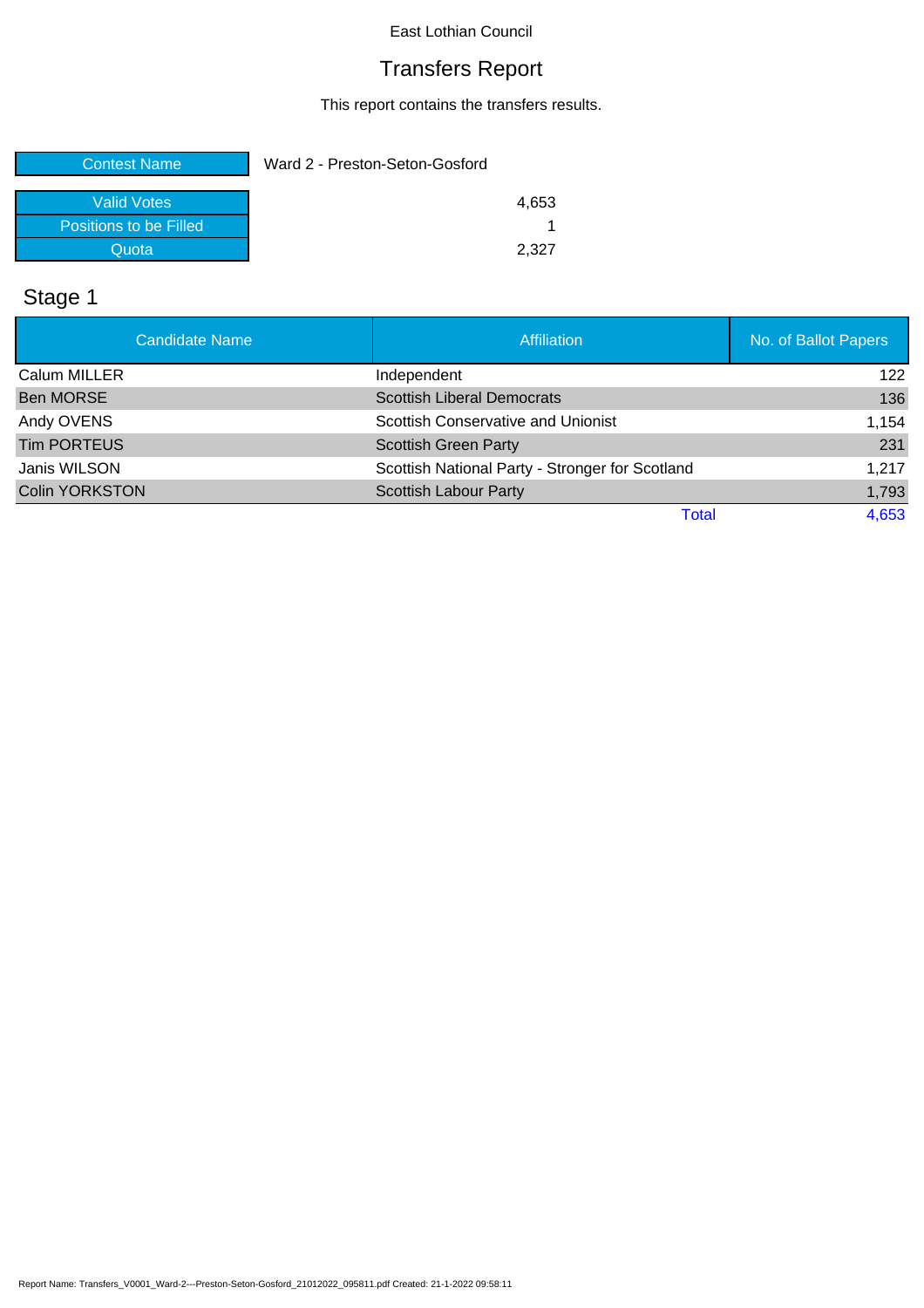East Lothian Council

# Transfers Report

This report contains the transfers results.

| Contest Name | Ward 2 - Preston-Seton-Gosford |
|---|---|

| | |
|---|---|
| Valid Votes | 4,653 |
| Positions to be Filled | 1 |
| Quota | 2,327 |

## Stage 1

| Candidate Name | Affiliation | No. of Ballot Papers |
|---|---|---|
| Calum MILLER | Independent | 122 |
| Ben MORSE | Scottish Liberal Democrats | 136 |
| Andy OVENS | Scottish Conservative and Unionist | 1,154 |
| Tim PORTEUS | Scottish Green Party | 231 |
| Janis WILSON | Scottish National Party - Stronger for Scotland | 1,217 |
| Colin YORKSTON | Scottish Labour Party | 1,793 |
| | Total | 4,653 |

Report Name: Transfers_V0001_Ward-2---Preston-Seton-Gosford_21012022_095811.pdf Created: 21-1-2022 09:58:11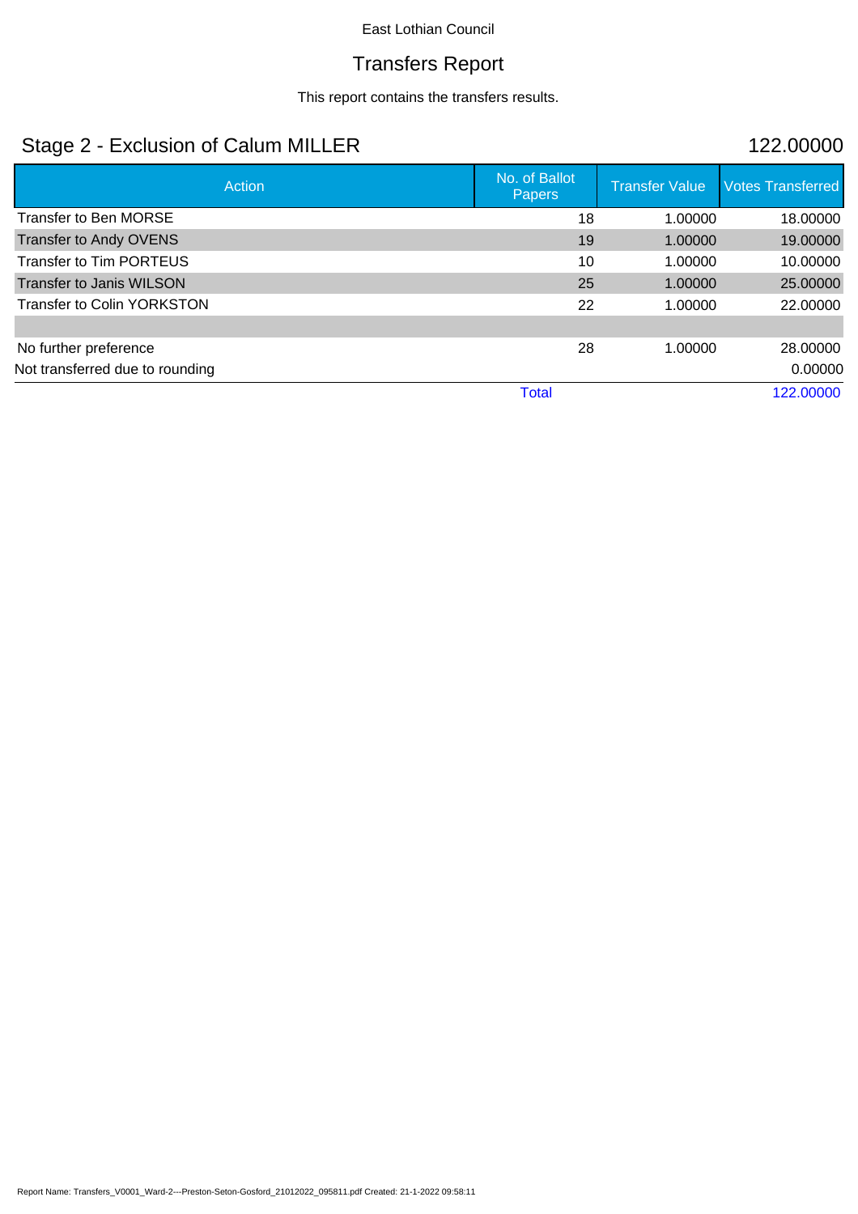East Lothian Council

# Transfers Report

This report contains the transfers results.

## Stage 2 - Exclusion of Calum MILLER 122.00000

| Action | No. of Ballot Papers | Transfer Value | Votes Transferred |
|---|---|---|---|
| Transfer to Ben MORSE | 18 | 1.00000 | 18.00000 |
| Transfer to Andy OVENS | 19 | 1.00000 | 19.00000 |
| Transfer to Tim PORTEUS | 10 | 1.00000 | 10.00000 |
| Transfer to Janis WILSON | 25 | 1.00000 | 25.00000 |
| Transfer to Colin YORKSTON | 22 | 1.00000 | 22.00000 |
| | | | |
| No further preference | 28 | 1.00000 | 28.00000 |
| Not transferred due to rounding | | | 0.00000 |
| | Total | | 122.00000 |

Report Name: Transfers_V0001_Ward-2---Preston-Seton-Gosford_21012022_095811.pdf Created: 21-1-2022 09:58:11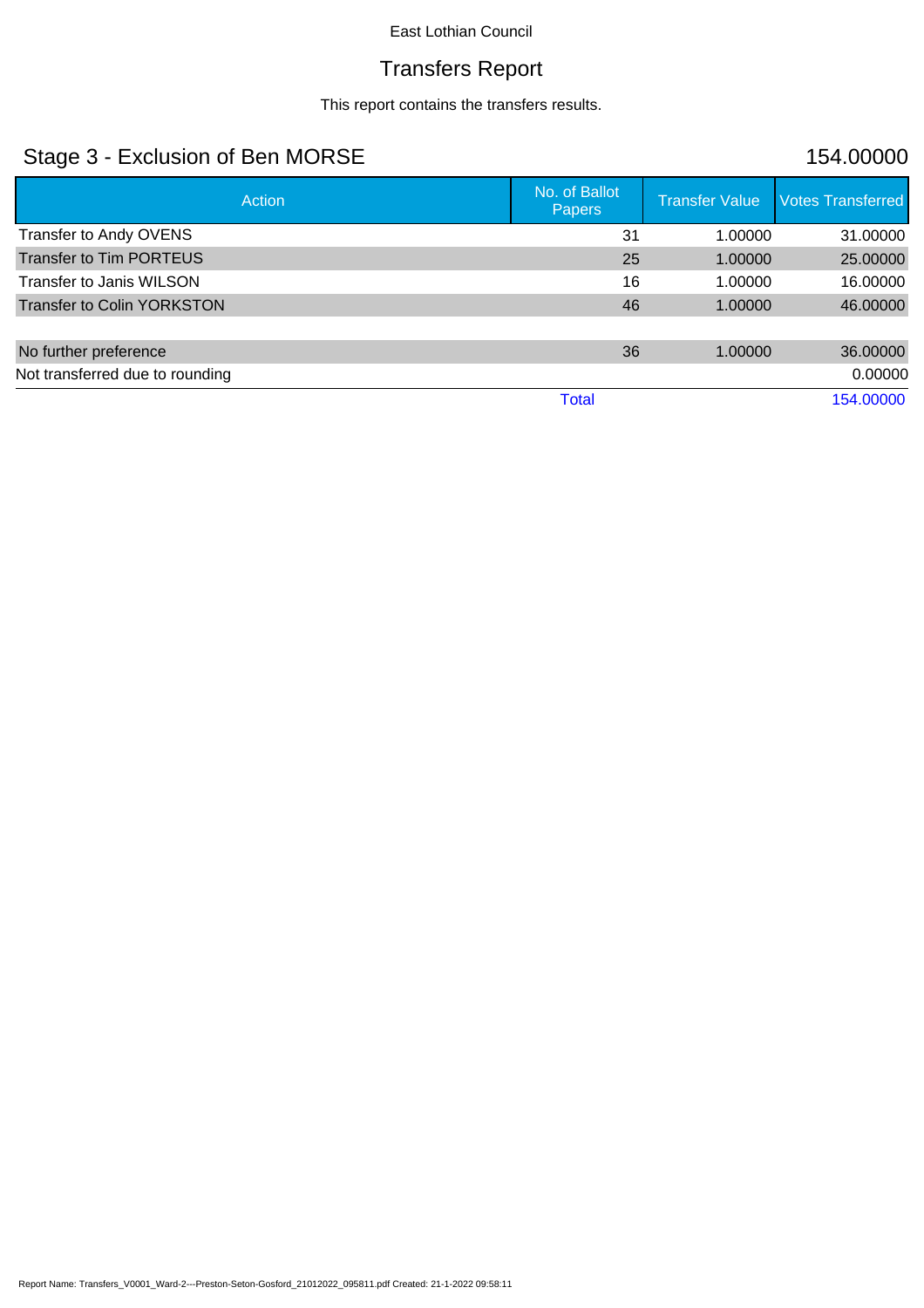East Lothian Council

# Transfers Report

This report contains the transfers results.

## Stage 3 - Exclusion of Ben MORSE 154.00000

| Action | No. of Ballot Papers | Transfer Value | Votes Transferred |
|---|---|---|---|
| Transfer to Andy OVENS | 31 | 1.00000 | 31.00000 |
| Transfer to Tim PORTEUS | 25 | 1.00000 | 25.00000 |
| Transfer to Janis WILSON | 16 | 1.00000 | 16.00000 |
| Transfer to Colin YORKSTON | 46 | 1.00000 | 46.00000 |
| | | | |
| No further preference | 36 | 1.00000 | 36.00000 |
| Not transferred due to rounding | | | 0.00000 |
| | Total | | 154.00000 |

Report Name: Transfers_V0001_Ward-2---Preston-Seton-Gosford_21012022_095811.pdf Created: 21-1-2022 09:58:11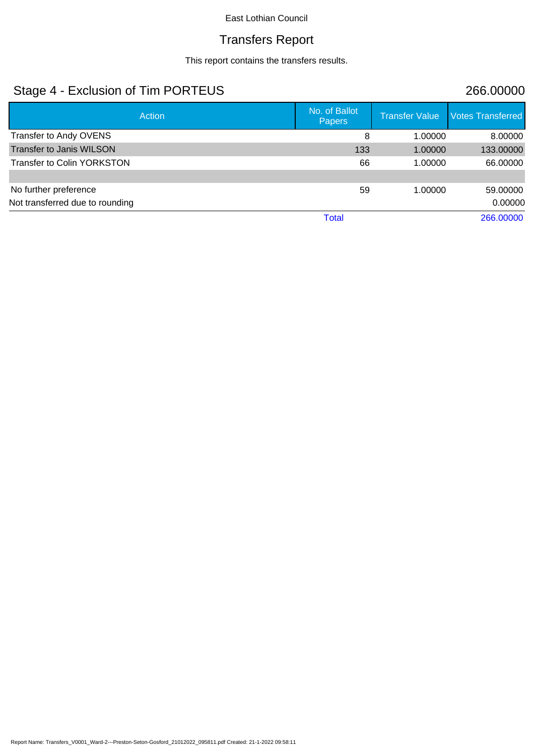East Lothian Council

# Transfers Report

This report contains the transfers results.

## Stage 4 - Exclusion of Tim PORTEUS

266.00000

| Action | No. of Ballot Papers | Transfer Value | Votes Transferred |
|---|---|---|---|
| Transfer to Andy OVENS | 8 | 1.00000 | 8.00000 |
| Transfer to Janis WILSON | 133 | 1.00000 | 133.00000 |
| Transfer to Colin YORKSTON | 66 | 1.00000 | 66.00000 |
| | | | |
| No further preference | 59 | 1.00000 | 59.00000 |
| Not transferred due to rounding | | | 0.00000 |
| | Total | | 266.00000 |

Report Name: Transfers_V0001_Ward-2---Preston-Seton-Gosford_21012022_095811.pdf Created: 21-1-2022 09:58:11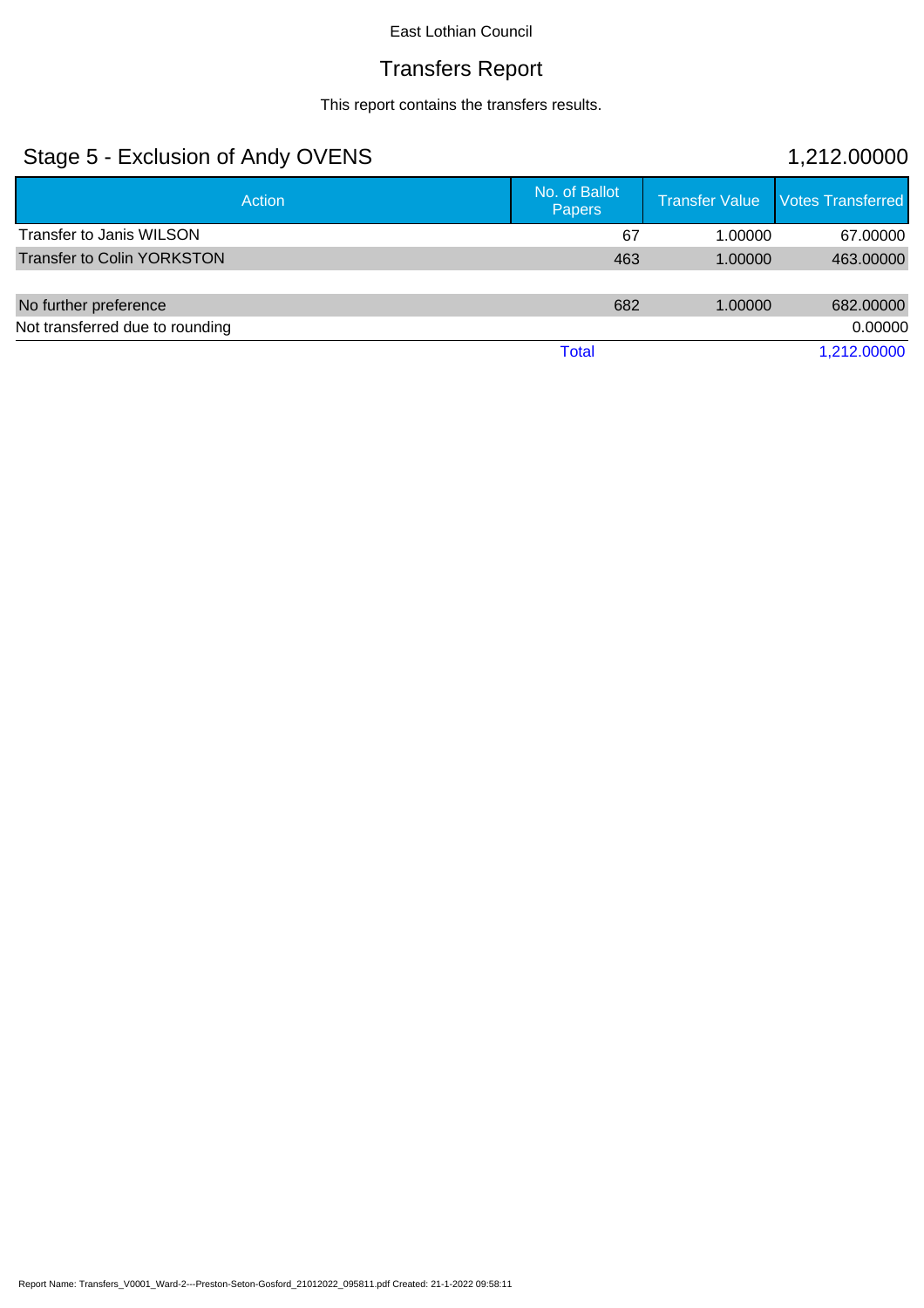East Lothian Council

# Transfers Report

This report contains the transfers results.

## Stage 5 - Exclusion of Andy OVENS

1,212.00000

| Action | No. of Ballot Papers | Transfer Value | Votes Transferred |
|---|---|---|---|
| Transfer to Janis WILSON | 67 | 1.00000 | 67.00000 |
| Transfer to Colin YORKSTON | 463 | 1.00000 | 463.00000 |
| | | | |
| No further preference | 682 | 1.00000 | 682.00000 |
| Not transferred due to rounding | | | 0.00000 |
| | Total | | 1,212.00000 |

Report Name: Transfers_V0001_Ward-2---Preston-Seton-Gosford_21012022_095811.pdf Created: 21-1-2022 09:58:11